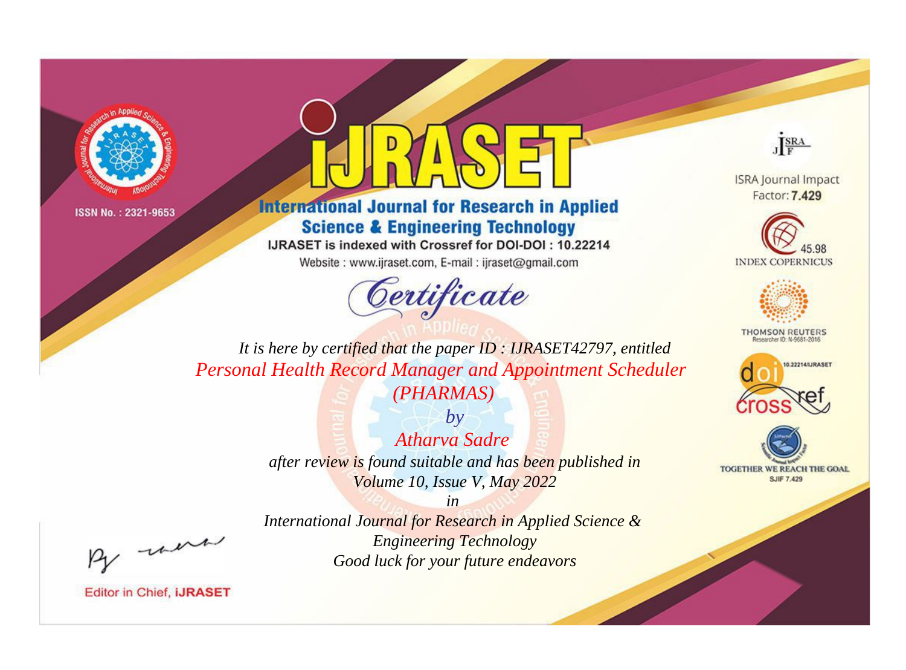ISSN No. : 2321-9653

# IJRASET

## International Journal for Research in Applied Science & Engineering Technology

IJRASET is indexed with Crossref for DOI-DOI : 10.22214

Website : www.ijraset.com, E-mail : ijraset@gmail.com

## Certificate

*It is here by certified that the paper ID : IJRASET42797, entitled*

*Personal Health Record Manager and Appointment Scheduler (PHARMAS)*

*by*

*Atharva Sadre*

*after review is found suitable and has been published in*

*Volume 10, Issue V, May 2022*

*in*

*International Journal for Research in Applied Science & Engineering Technology*

*Good luck for your future endeavors*

ISRA Journal Impact Factor: **7.429**

45.98 INDEX COPERNICUS

THOMSON REUTERS Researcher ID: N-9681-2016

10.22214/IJRASET

TOGETHER WE REACH THE GOAL SJIF 7.429

Editor in Chief, **iJRASET**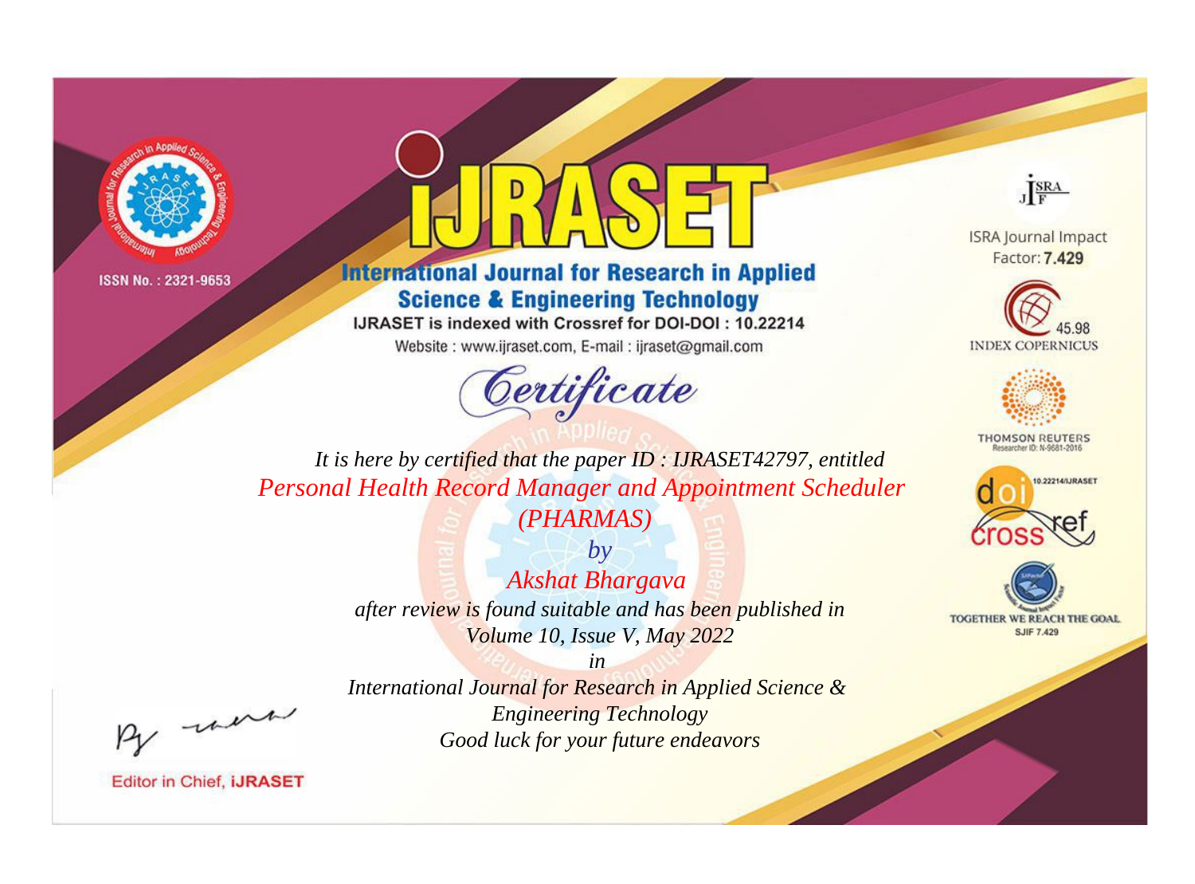ISSN No. : 2321-9653

# IJRASET

## International Journal for Research in Applied Science & Engineering Technology

IJRASET is indexed with Crossref for DOI-DOI : 10.22214

Website : www.ijraset.com, E-mail : ijraset@gmail.com

ISRA Journal Impact Factor: **7.429**

45.98 INDEX COPERNICUS

THOMSON REUTERS Researcher ID: N-9681-2016

10.22214/IJRASET

TOGETHER WE REACH THE GOAL SJIF 7.429

# *Certificate*

*It is here by certified that the paper ID : IJRASET42797, entitled*

*Personal Health Record Manager and Appointment Scheduler (PHARMAS)*

*by*

*Akshat Bhargava*

*after review is found suitable and has been published in*

*Volume 10, Issue V, May 2022*

*in*

*International Journal for Research in Applied Science & Engineering Technology*

*Good luck for your future endeavors*

Editor in Chief, **iJRASET**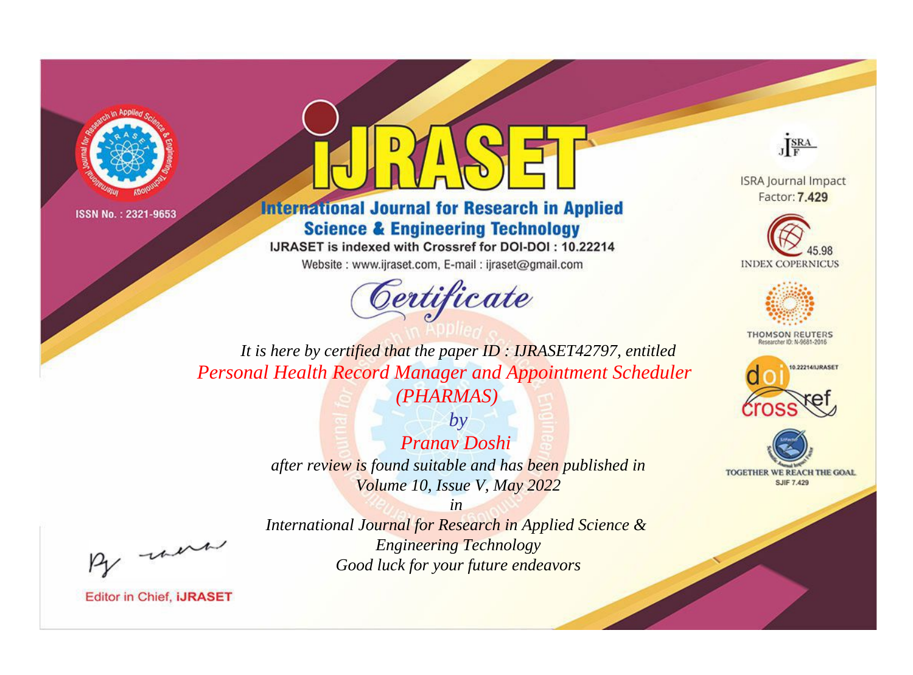ISSN No. : 2321-9653

# IJRASET

## International Journal for Research in Applied Science & Engineering Technology

IJRASET is indexed with Crossref for DOI-DOI : 10.22214

Website : www.ijraset.com, E-mail : ijraset@gmail.com

ISRA Journal Impact Factor: **7.429**

45.98 INDEX COPERNICUS

THOMSON REUTERS Researcher ID: N-9681-2016

10.22214/IJRASET

TOGETHER WE REACH THE GOAL SJIF 7.429

*Certificate*

*It is here by certified that the paper ID : IJRASET42797, entitled*

*Personal Health Record Manager and Appointment Scheduler (PHARMAS)*

*by*

*Pranav Doshi*

*after review is found suitable and has been published in*

*Volume 10, Issue V, May 2022*

*in*

*International Journal for Research in Applied Science & Engineering Technology*

*Good luck for your future endeavors*

Editor in Chief, iJRASET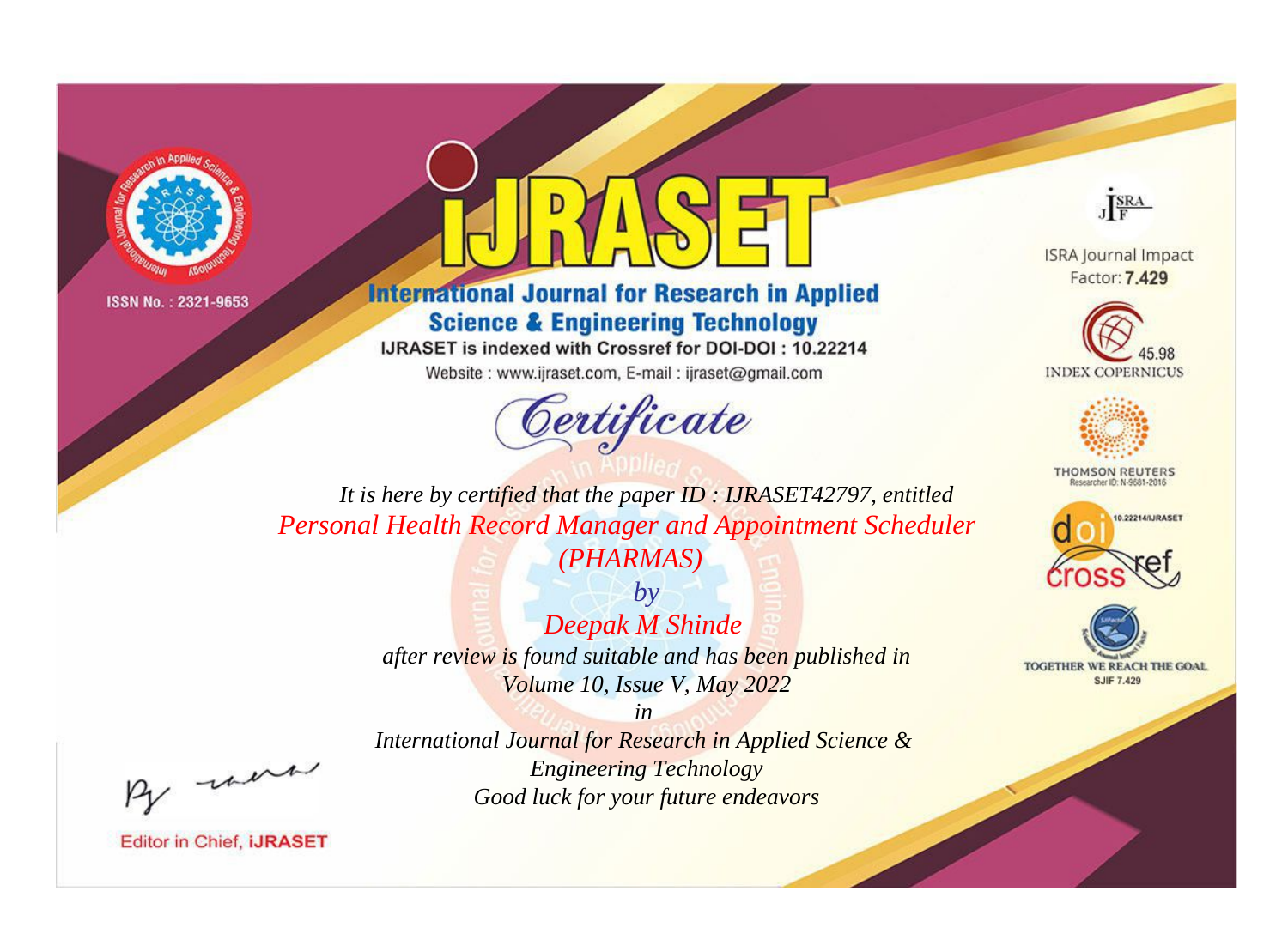ISSN No. : 2321-9653

# iJRASET

## International Journal for Research in Applied Science & Engineering Technology

IJRASET is indexed with Crossref for DOI-DOI : 10.22214

Website : www.ijraset.com, E-mail : ijraset@gmail.com

# Certificate

*It is here by certified that the paper ID : IJRASET42797, entitled*

*Personal Health Record Manager and Appointment Scheduler (PHARMAS)*

*by*

*Deepak M Shinde*

*after review is found suitable and has been published in*

*Volume 10, Issue V, May 2022*

*in*

*International Journal for Research in Applied Science & Engineering Technology*

*Good luck for your future endeavors*

ISRA Journal Impact Factor: **7.429**

45.98 INDEX COPERNICUS

THOMSON REUTERS Researcher ID: N-9681-2016

10.22214/IJRASET

TOGETHER WE REACH THE GOAL SJIF 7.429

Editor in Chief, **iJRASET**